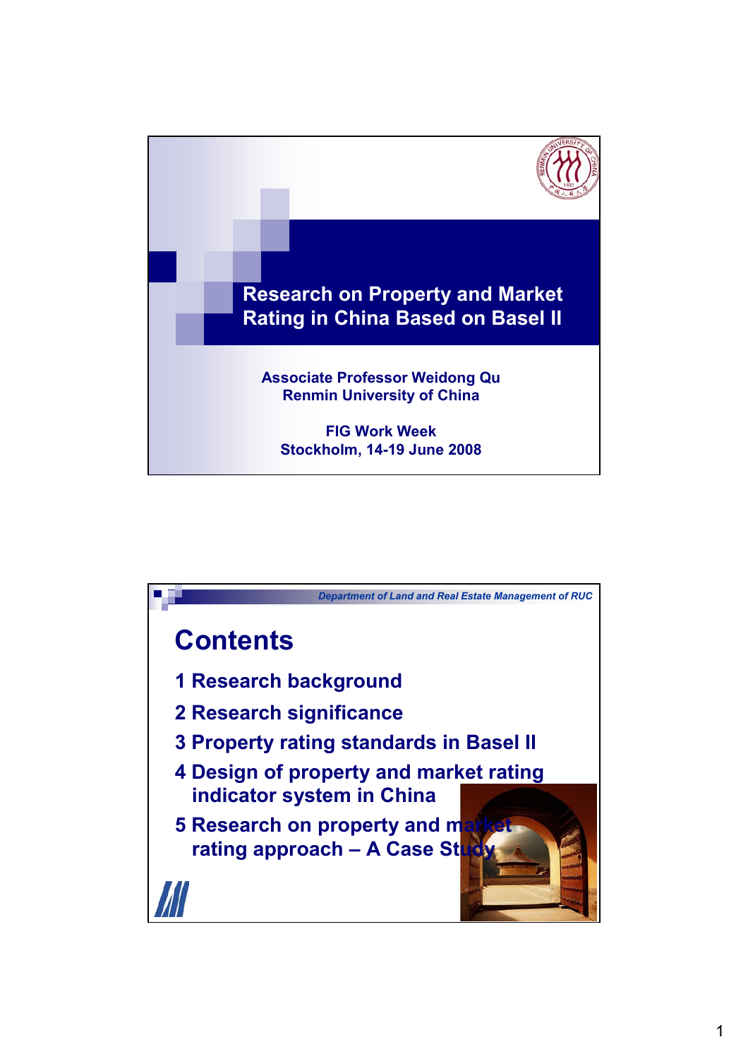# Research on Property and Market Rating in China Based on Basel II

**Associate Professor Weidong Qu**
**Renmin University of China**

**FIG Work Week**
**Stockholm, 14-19 June 2008**

*Department of Land and Real Estate Management of RUC*

## Contents

1 Research background

2 Research significance

3 Property rating standards in Basel II

4 Design of property and market rating indicator system in China

5 Research on property and market rating approach – A Case Study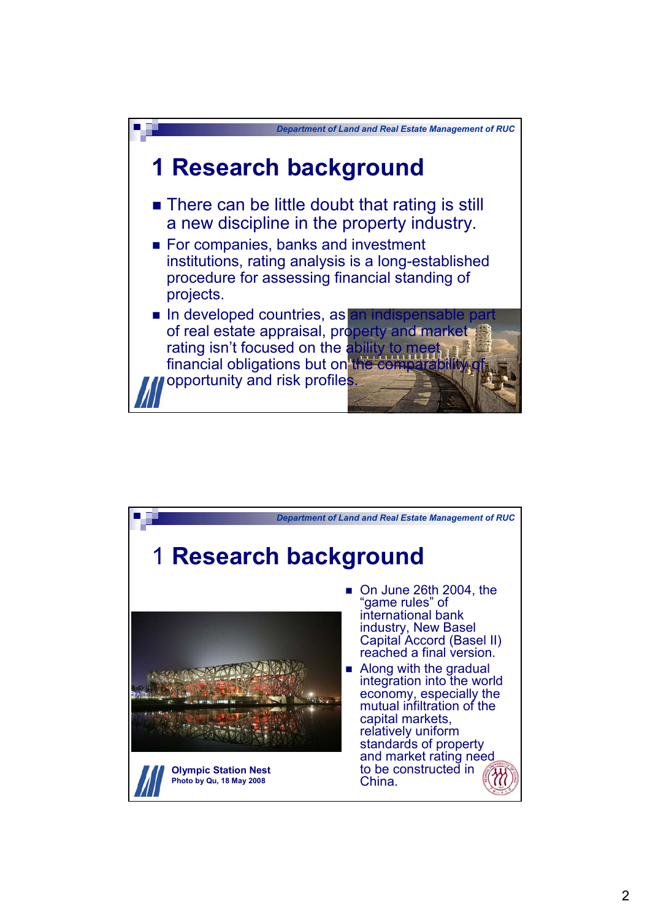# 1 Research background

- There can be little doubt that rating is still a new discipline in the property industry.
- For companies, banks and investment institutions, rating analysis is a long-established procedure for assessing financial standing of projects.
- In developed countries, as an indispensable part of real estate appraisal, property and market rating isn't focused on the ability to meet financial obligations but on the comparability of opportunity and risk profiles.

# 1 Research background

- On June 26th 2004, the "game rules" of international bank industry, New Basel Capital Accord (Basel II) reached a final version.
- Along with the gradual integration into the world economy, especially the mutual infiltration of the capital markets, relatively uniform standards of property and market rating need to be constructed in China.

**Olympic Station Nest**
**Photo by Qu, 18 May 2008**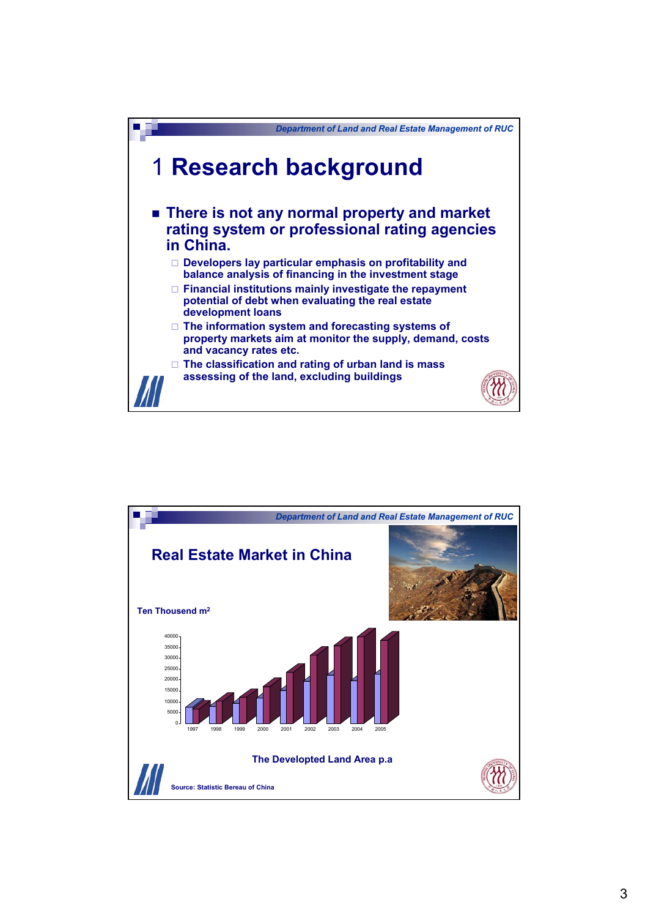# 1 Research background

- **There is not any normal property and market rating system or professional rating agencies in China.**
  - **Developers lay particular emphasis on profitability and balance analysis of financing in the investment stage**
  - **Financial institutions mainly investigate the repayment potential of debt when evaluating the real estate development loans**
  - **The information system and forecasting systems of property markets aim at monitor the supply, demand, costs and vacancy rates etc.**
  - **The classification and rating of urban land is mass assessing of the land, excluding buildings**

## Real Estate Market in China

Ten Thousand $m^2$

40000
35000
30000
25000
20000
15000
10000
5000
0

1997 1998 1999 2000 2001 2002 2003 2004 2005

**The Developted Land Area p.a**

Source: Statistic Bereau of China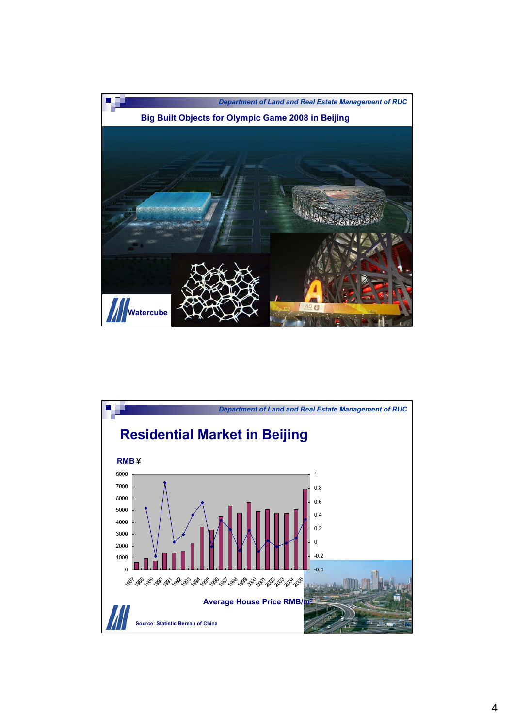## Big Built Objects for Olympic Game 2008 in Beijing

Watercube

## Residential Market in Beijing

RMB ¥

Average House Price RMB/m²

Source: Statistic Bereau of China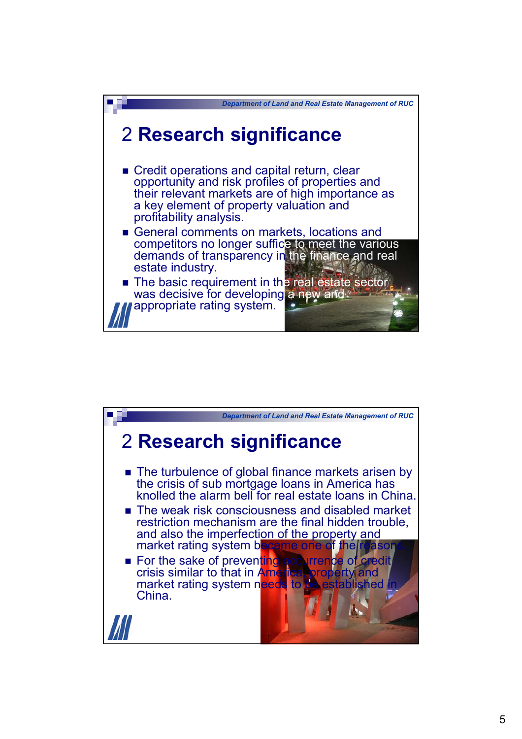## 2 Research significance

- Credit operations and capital return, clear opportunity and risk profiles of properties and their relevant markets are of high importance as a key element of property valuation and profitability analysis.
- General comments on markets, locations and competitors no longer suffice to meet the various demands of transparency in the finance and real estate industry.
- The basic requirement in the real estate sector was decisive for developing a new and appropriate rating system.

## 2 Research significance

- The turbulence of global finance markets arisen by the crisis of sub mortgage loans in America has knolled the alarm bell for real estate loans in China.
- The weak risk consciousness and disabled market restriction mechanism are the final hidden trouble, and also the imperfection of the property and market rating system became one of the reasons.
- For the sake of preventing occurrence of credit crisis similar to that in America, property and market rating system needs to be established in China.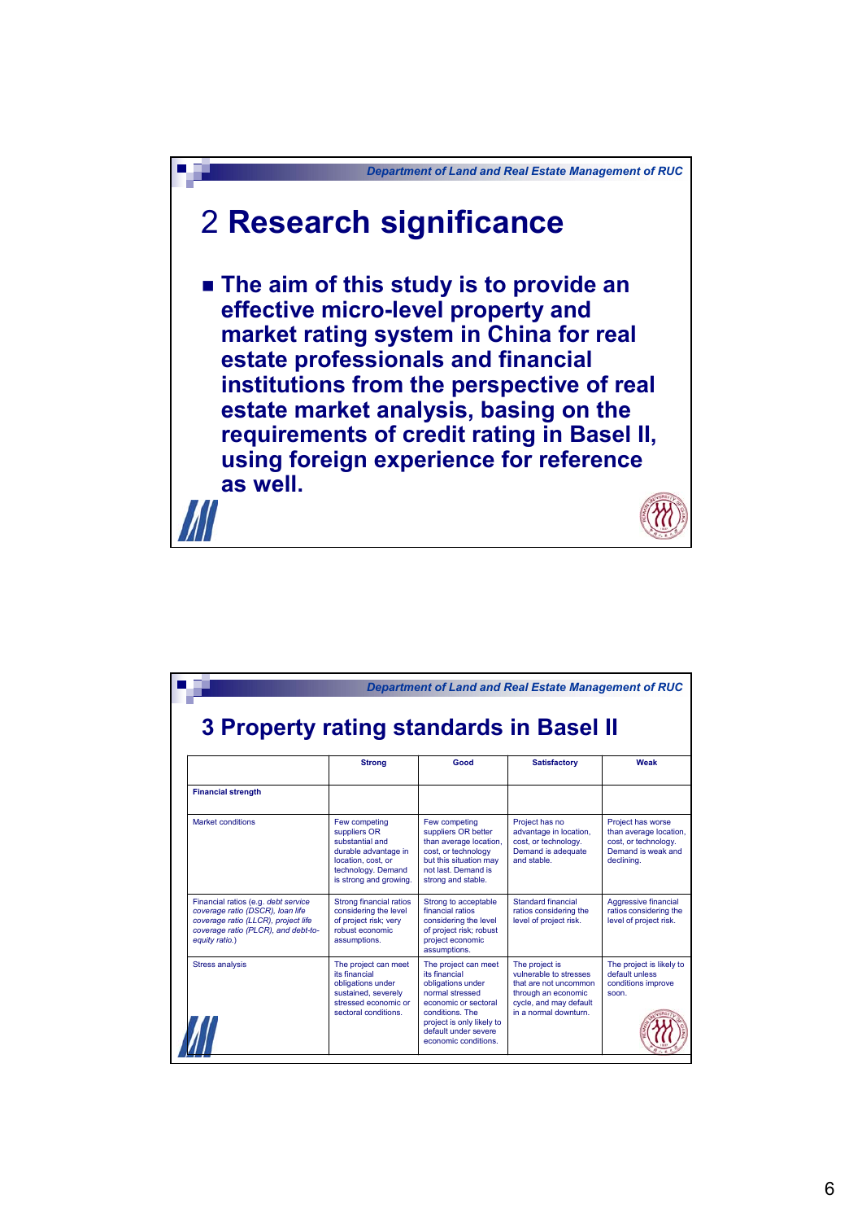## 2 Research significance

- **The aim of this study is to provide an effective micro-level property and market rating system in China for real estate professionals and financial institutions from the perspective of real estate market analysis, basing on the requirements of credit rating in Basel II, using foreign experience for reference as well.**

## 3 Property rating standards in Basel II

| | Strong | Good | Satisfactory | Weak |
|---|---|---|---|---|
| **Financial strength** | | | | |
| Market conditions | Few competing suppliers OR substantial and durable advantage in location, cost, or technology. Demand is strong and growing. | Few competing suppliers OR better than average location, cost, or technology but this situation may not last. Demand is strong and stable. | Project has no advantage in location, cost, or technology. Demand is adequate and stable. | Project has worse than average location, cost, or technology. Demand is weak and declining. |
| Financial ratios (e.g. *debt service coverage ratio (DSCR), loan life coverage ratio (LLCR), project life coverage ratio (PLCR), and debt-to-equity ratio.*) | Strong financial ratios considering the level of project risk; very robust economic assumptions. | Strong to acceptable financial ratios considering the level of project risk; robust project economic assumptions. | Standard financial ratios considering the level of project risk. | Aggressive financial ratios considering the level of project risk. |
| Stress analysis | The project can meet its financial obligations under sustained, severely stressed economic or sectoral conditions. | The project can meet its financial obligations under normal stressed economic or sectoral conditions. The project is only likely to default under severe economic conditions. | The project is vulnerable to stresses that are not uncommon through an economic cycle, and may default in a normal downturn. | The project is likely to default unless conditions improve soon. |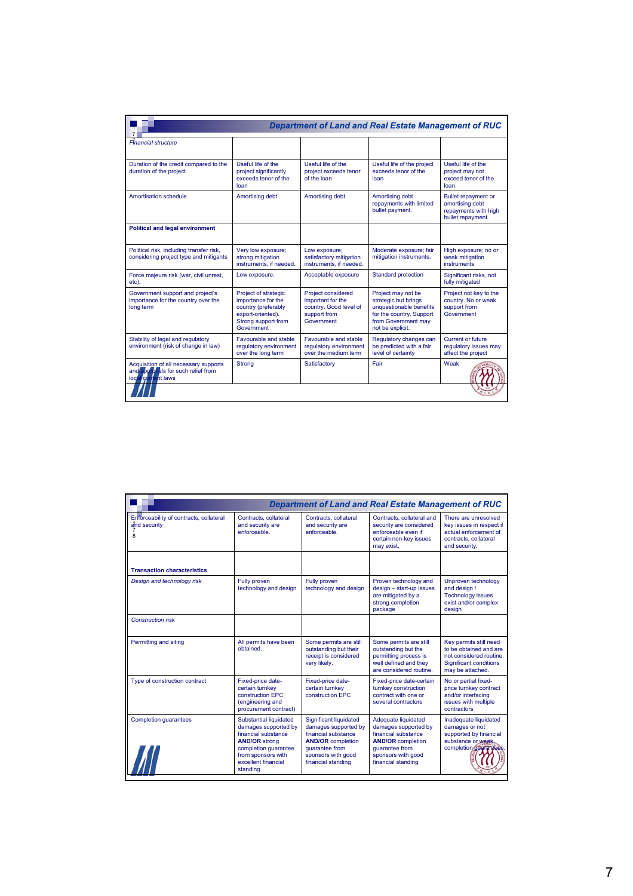## Department of Land and Real Estate Management of RUC

| *Financial structure* | | | | |
|---|---|---|---|---|
| Duration of the credit compared to the duration of the project | Useful life of the project significantly exceeds tenor of the loan | Useful life of the project exceeds tenor of the loan | Useful life of the project exceeds tenor of the loan | Useful life of the project may not exceed tenor of the loan. |
| Amortisation schedule | Amortising debt | Amortising debt | Amortising debt repayments with limited bullet payment. | Bullet repayment or amortising debt repayments with high bullet repayment. |
| **Political and legal environment** | | | | |
| Political risk, including transfer risk, considering project type and mitigants | Very low exposure; strong mitigation instruments, if needed. | Low exposure; satisfactory mitigation instruments, if needed. | Moderate exposure; fair mitigation instruments. | High exposure; no or weak mitigation instruments |
| Force majeure risk (war, civil unrest, etc), | Low exposure. | Acceptable exposure | Standard protection | Significant risks, not fully mitigated |
| Government support and project's importance for the country over the long term | Project of strategic importance for the country (preferably export-oriented). Strong support from Government | Project considered important for the country. Good level of support from Government | Project may not be strategic but brings unquestionable benefits for the country. Support from Government may not be explicit. | Project not key to the country. No or weak support from Government |
| Stability of legal and regulatory environment (risk of change in law) | Favourable and stable regulatory environment over the long term | Favourable and stable regulatory environment over the medium term | Regulatory changes can be predicted with a fair level of certainty | Current or future regulatory issues may affect the project |
| Acquisition of all necessary supports and approvals for such relief from local content laws | Strong | Satisfactory | Fair | Weak |

## Department of Land and Real Estate Management of RUC

| Enforceability of contracts, collateral and security | Contracts, collateral and security are enforceable. | Contracts, collateral and security are enforceable. | Contracts, collateral and security are considered enforceable even if certain non-key issues may exist. | There are unresolved key issues in respect if actual enforcement of contracts, collateral and security. |
|---|---|---|---|---|
| **Transaction characteristics** | | | | |
| *Design and technology risk* | Fully proven technology and design | Fully proven technology and design | Proven technology and design – start-up issues are mitigated by a strong completion package | Unproven technology and design / Technology issues exist and/or complex design |
| *Construction risk* | | | | |
| Permitting and siting | All permits have been obtained. | Some permits are still outstanding but their receipt is considered very likely. | Some permits are still outstanding but the permitting process is well defined and they are considered routine. | Key permits still need to be obtained and are not considered routine. Significant conditions may be attached. |
| Type of construction contract | Fixed-price date-certain turnkey construction EPC (engineering and procurement contract) | Fixed-price date-certain turnkey construction EPC | Fixed-price date-certain turnkey construction contract with one or several contractors | No or partial fixed-price turnkey contract and/or interfacing issues with multiple contractors |
| Completion guarantees | Substantial liquidated damages supported by financial substance **AND/OR** strong completion guarantee from sponsors with excellent financial standing | Significant liquidated damages supported by financial substance **AND/OR** completion guarantee from sponsors with good financial standing | Adequate liquidated damages supported by financial substance **AND/OR** completion guarantee from sponsors with good financial standing | Inadequate liquidated damages or not supported by financial substance or weak completion guarantees. |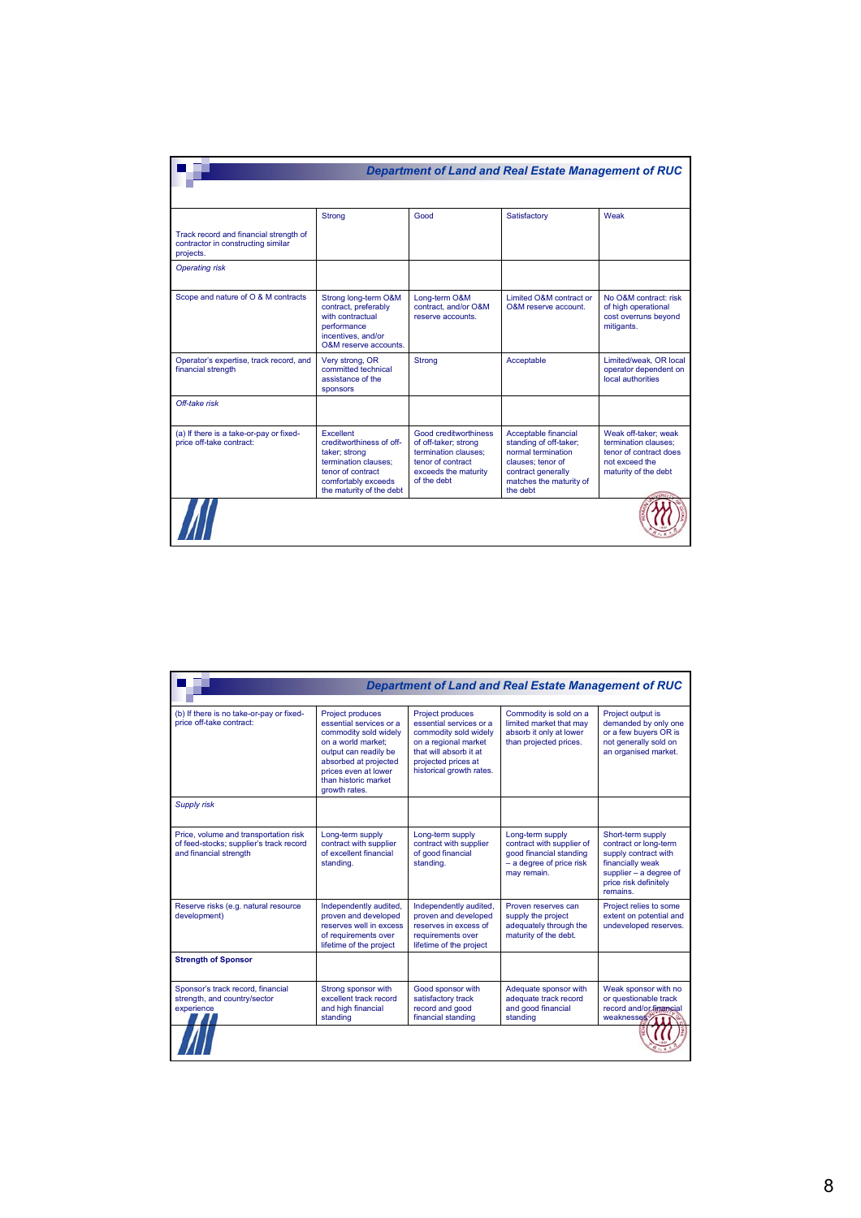| | Strong | Good | Satisfactory | Weak |
|---|---|---|---|---|
| Track record and financial strength of contractor in constructing similar projects. | | | | |
| *Operating risk* | | | | |
| Scope and nature of O & M contracts | Strong long-term O&M contract, preferably with contractual performance incentives, and/or O&M reserve accounts. | Long-term O&M contract, and/or O&M reserve accounts. | Limited O&M contract or O&M reserve account. | No O&M contract: risk of high operational cost overruns beyond mitigants. |
| Operator's expertise, track record, and financial strength | Very strong, OR committed technical assistance of the sponsors | Strong | Acceptable | Limited/weak, OR local operator dependent on local authorities |
| *Off-take risk* | | | | |
| (a) If there is a take-or-pay or fixed-price off-take contract: | Excellent creditworthiness of off-taker; strong termination clauses; tenor of contract comfortably exceeds the maturity of the debt | Good creditworthiness of off-taker; strong termination clauses; tenor of contract exceeds the maturity of the debt | Acceptable financial standing of off-taker; normal termination clauses; tenor of contract generally matches the maturity of the debt | Weak off-taker; weak termination clauses; tenor of contract does not exceed the maturity of the debt |
| (b) If there is no take-or-pay or fixed-price off-take contract: | Project produces essential services or a commodity sold widely on a world market; output can readily be absorbed at projected prices even at lower than historic market growth rates. | Project produces essential services or a commodity sold widely on a regional market that will absorb it at projected prices at historical growth rates. | Commodity is sold on a limited market that may absorb it only at lower than projected prices. | Project output is demanded by only one or a few buyers OR is not generally sold on an organised market. |
| *Supply risk* | | | | |
| Price, volume and transportation risk of feed-stocks; supplier's track record and financial strength | Long-term supply contract with supplier of excellent financial standing. | Long-term supply contract with supplier of good financial standing. | Long-term supply contract with supplier of good financial standing – a degree of price risk may remain. | Short-term supply contract or long-term supply contract with financially weak supplier – a degree of price risk definitely remains. |
| Reserve risks (e.g. natural resource development) | Independently audited, proven and developed reserves well in excess of requirements over lifetime of the project | Independently audited, proven and developed reserves in excess of requirements over lifetime of the project | Proven reserves can supply the project adequately through the maturity of the debt. | Project relies to some extent on potential and undeveloped reserves. |
| **Strength of Sponsor** | | | | |
| Sponsor's track record, financial strength, and country/sector experience | Strong sponsor with excellent track record and high financial standing | Good sponsor with satisfactory track record and good financial standing | Adequate sponsor with adequate track record and good financial standing | Weak sponsor with no or questionable track record and/or financial weaknesses |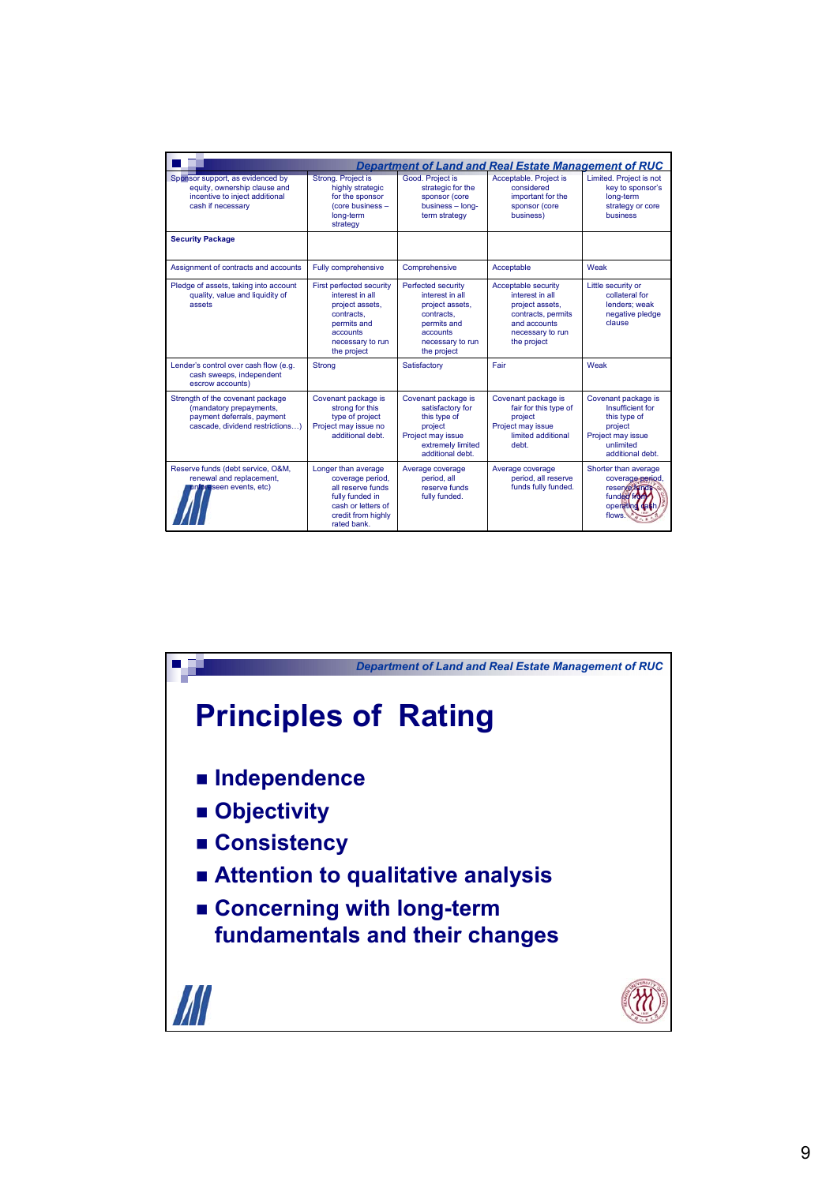| | | | | |
|---|---|---|---|---|
| Sponsor support, as evidenced by equity, ownership clause and incentive to inject additional cash if necessary | Strong. Project is highly strategic for the sponsor (core business – long-term strategy | Good. Project is strategic for the sponsor (core business – long-term strategy | Acceptable. Project is considered important for the sponsor (core business) | Limited. Project is not key to sponsor's long-term strategy or core business |
| **Security Package** | | | | |
| Assignment of contracts and accounts | Fully comprehensive | Comprehensive | Acceptable | Weak |
| Pledge of assets, taking into account quality, value and liquidity of assets | First perfected security interest in all project assets, contracts, permits and accounts necessary to run the project | Perfected security interest in all project assets, contracts, permits and accounts necessary to run the project | Acceptable security interest in all project assets, contracts, permits and accounts necessary to run the project | Little security or collateral for lenders; weak negative pledge clause |
| Lender's control over cash flow (e.g. cash sweeps, independent escrow accounts) | Strong | Satisfactory | Fair | Weak |
| Strength of the covenant package (mandatory prepayments, payment deferrals, payment cascade, dividend restrictions…) | Covenant package is strong for this type of project<br>Project may issue no additional debt. | Covenant package is satisfactory for this type of project<br>Project may issue extremely limited additional debt. | Covenant package is fair for this type of project<br>Project may issue limited additional debt. | Covenant package is Insufficient for this type of project<br>Project may issue unlimited additional debt. |
| Reserve funds (debt service, O&M, renewal and replacement, unforeseen events, etc) | Longer than average coverage period, all reserve funds fully funded in cash or letters of credit from highly rated bank. | Average coverage period, all reserve funds fully funded. | Average coverage period, all reserve funds fully funded. | Shorter than average coverage period, reserve funds funded from operating cash flows. |

# Principles of Rating

- Independence
- Objectivity
- Consistency
- Attention to qualitative analysis
- Concerning with long-term fundamentals and their changes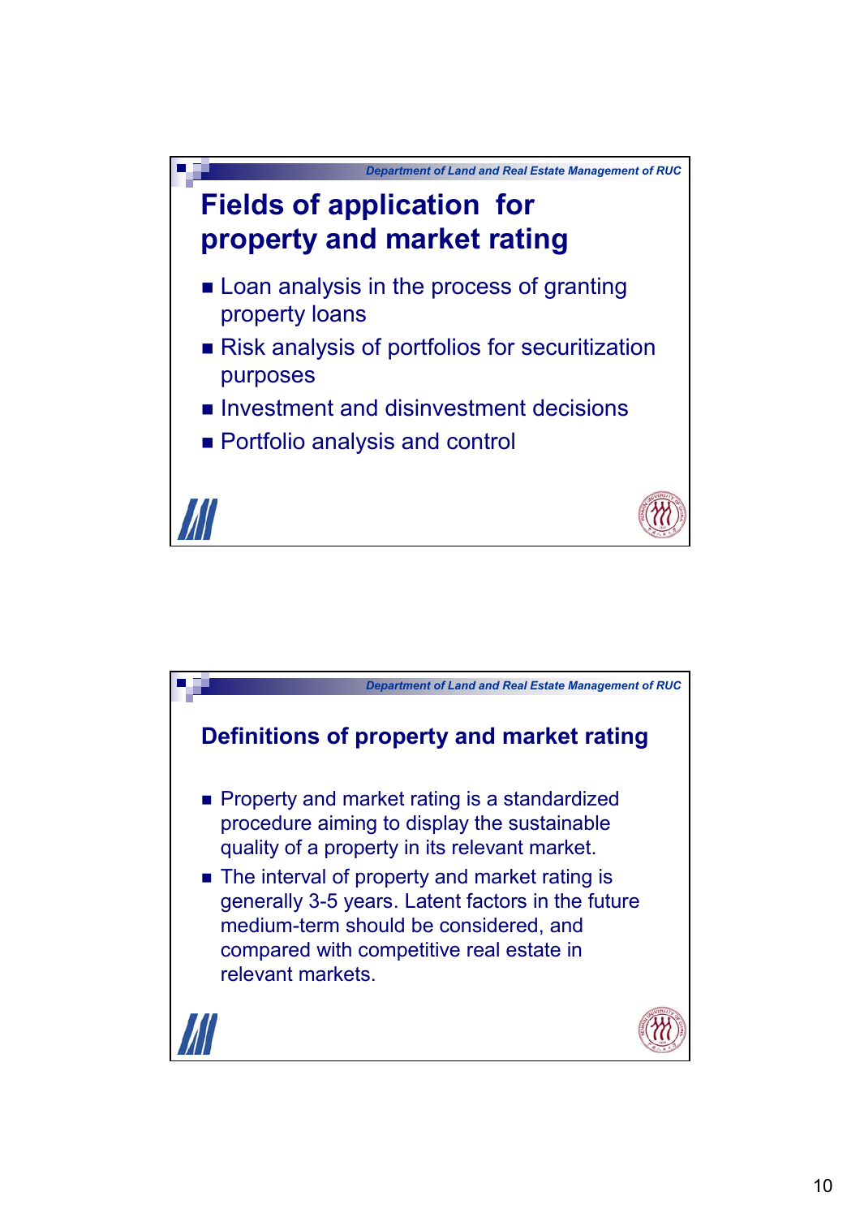## Fields of application for property and market rating

- Loan analysis in the process of granting property loans
- Risk analysis of portfolios for securitization purposes
- Investment and disinvestment decisions
- Portfolio analysis and control

## Definitions of property and market rating

- Property and market rating is a standardized procedure aiming to display the sustainable quality of a property in its relevant market.
- The interval of property and market rating is generally 3-5 years. Latent factors in the future medium-term should be considered, and compared with competitive real estate in relevant markets.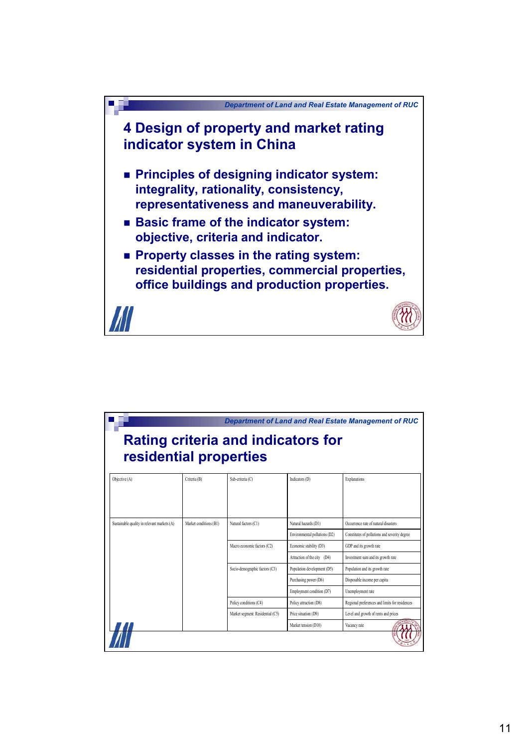# 4 Design of property and market rating indicator system in China

- **Principles of designing indicator system: integrality, rationality, consistency, representativeness and maneuverability.**
- **Basic frame of the indicator system: objective, criteria and indicator.**
- **Property classes in the rating system: residential properties, commercial properties, office buildings and production properties.**

# Rating criteria and indicators for residential properties

| Objective (A) | Criteria (B) | Sub-criteria (C) | Indicators (D) | Explanations |
|---|---|---|---|---|
| Sustainable quality in relevant markets (A) | Market conditions (B1) | Natural factors (C1) | Natural hazards (D1) | Occurrence rate of natural disasters |
| | | | Environmental pollutions (D2) | Constitutes of pollutions and severity degree |
| | | Macro economic factors (C2) | Economic stability (D3) | GDP and its growth rate |
| | | | Attraction of the city (D4) | Investment sum and its growth rate |
| | | Socio-demographic factors (C3) | Population development (D5) | Population and its growth rate |
| | | | Purchasing power (D6) | Disposable income per capita |
| | | | Employment condition (D7) | Unemployment rate |
| | | Policy conditions (C4) | Policy attraction (D8) | Regional preferences and limits for residences |
| | | Market segment: Residential (C5) | Price situation (D9) | Level and growth of rents and prices |
| | | | Market tension (D10) | Vacancy rate |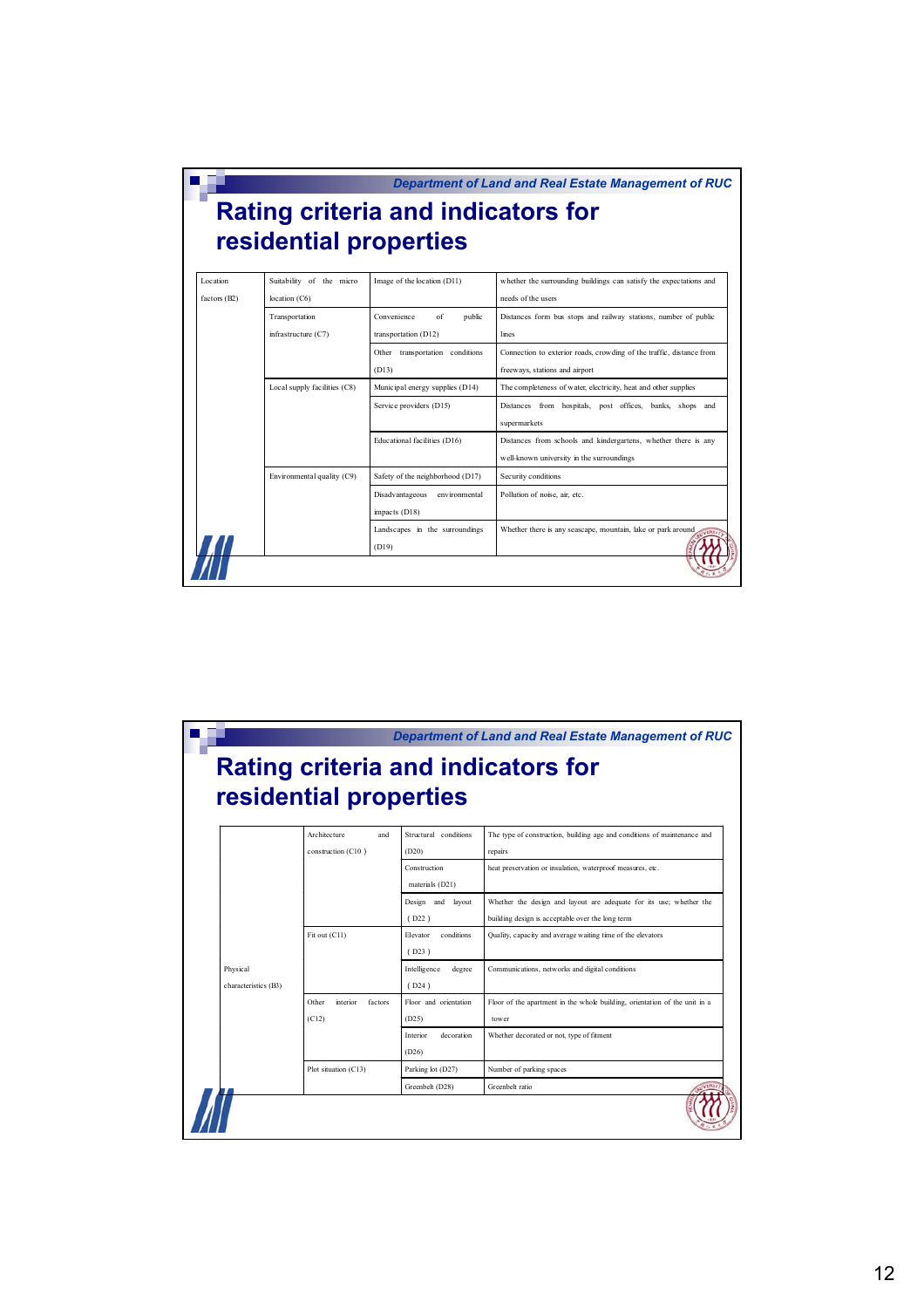Department of Land and Real Estate Management of RUC

## Rating criteria and indicators for residential properties

| | | | |
|---|---|---|---|
| Location factors (B2) | Suitability of the micro location (C6) | Image of the location (D11) | whether the surrounding buildings can satisfy the expectations and needs of the users |
| | Transportation infrastructure (C7) | Convenience of public transportation (D12) | Distances form bus stops and railway stations, number of public lines |
| | | Other transportation conditions (D13) | Connection to exterior roads, crowding of the traffic, distance from freeways, stations and airport |
| | Local supply facilities (C8) | Municipal energy supplies (D14) | The completeness of water, electricity, heat and other supplies |
| | | Service providers (D15) | Distances from hospitals, post offices, banks, shops and supermarkets |
| | | Educational facilities (D16) | Distances from schools and kindergartens, whether there is any well-known university in the surroundings |
| | Environmental quality (C9) | Safety of the neighborhood (D17) | Security conditions |
| | | Disadvantageous environmental impacts (D18) | Pollution of noise, air, etc. |
| | | Landscapes in the surroundings (D19) | Whether there is any seascape, mountain, lake or park around |

Department of Land and Real Estate Management of RUC

## Rating criteria and indicators for residential properties

| | | | |
|---|---|---|---|
| Physical characteristics (B3) | Architecture and construction (C10) | Structural conditions (D20) | The type of construction, building age and conditions of maintenance and repairs |
| | | Construction materials (D21) | heat preservation or insulation, waterproof measures, etc. |
| | | Design and layout (D22) | Whether the design and layout are adequate for its use; whether the building design is acceptable over the long term |
| | Fit out (C11) | Elevator conditions (D23) | Quality, capacity and average waiting time of the elevators |
| | | Intelligence degree (D24) | Communications, networks and digital conditions |
| | Other interior factors (C12) | Floor and orientation (D25) | Floor of the apartment in the whole building, orientation of the unit in a tower |
| | | Interior decoration (D26) | Whether decorated or not, type of fitment |
| | Plot situation (C13) | Parking lot (D27) | Number of parking spaces |
| | | Greenbelt (D28) | Greenbelt ratio |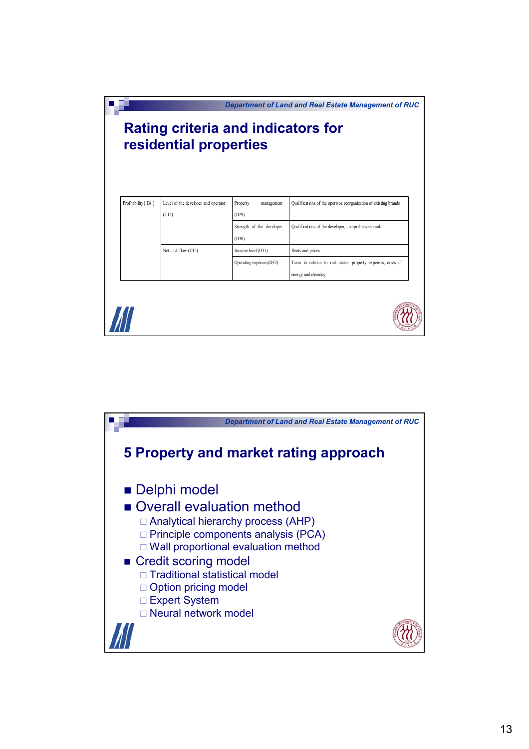## Rating criteria and indicators for residential properties

| | | | |
|---|---|---|---|
| Profitability( B4 ) | Level of the developer and operator (C14) | Property management (D29) | Qualifications of the operator, reorganization of existing brands |
| | | Strength of the developer (D30) | Qualifications of the developer, comprehensive rank |
| | Net cash flow (C15) | Income level (D31) | Rents and prices |
| | | Operating expenses(D32) | Taxes in relation to real estate, property expenses, costs of energy and cleaning |

## 5 Property and market rating approach

- Delphi model
- Overall evaluation method
  - Analytical hierarchy process (AHP)
  - Principle components analysis (PCA)
  - Wall proportional evaluation method
- Credit scoring model
  - Traditional statistical model
  - Option pricing model
  - Expert System
  - Neural network model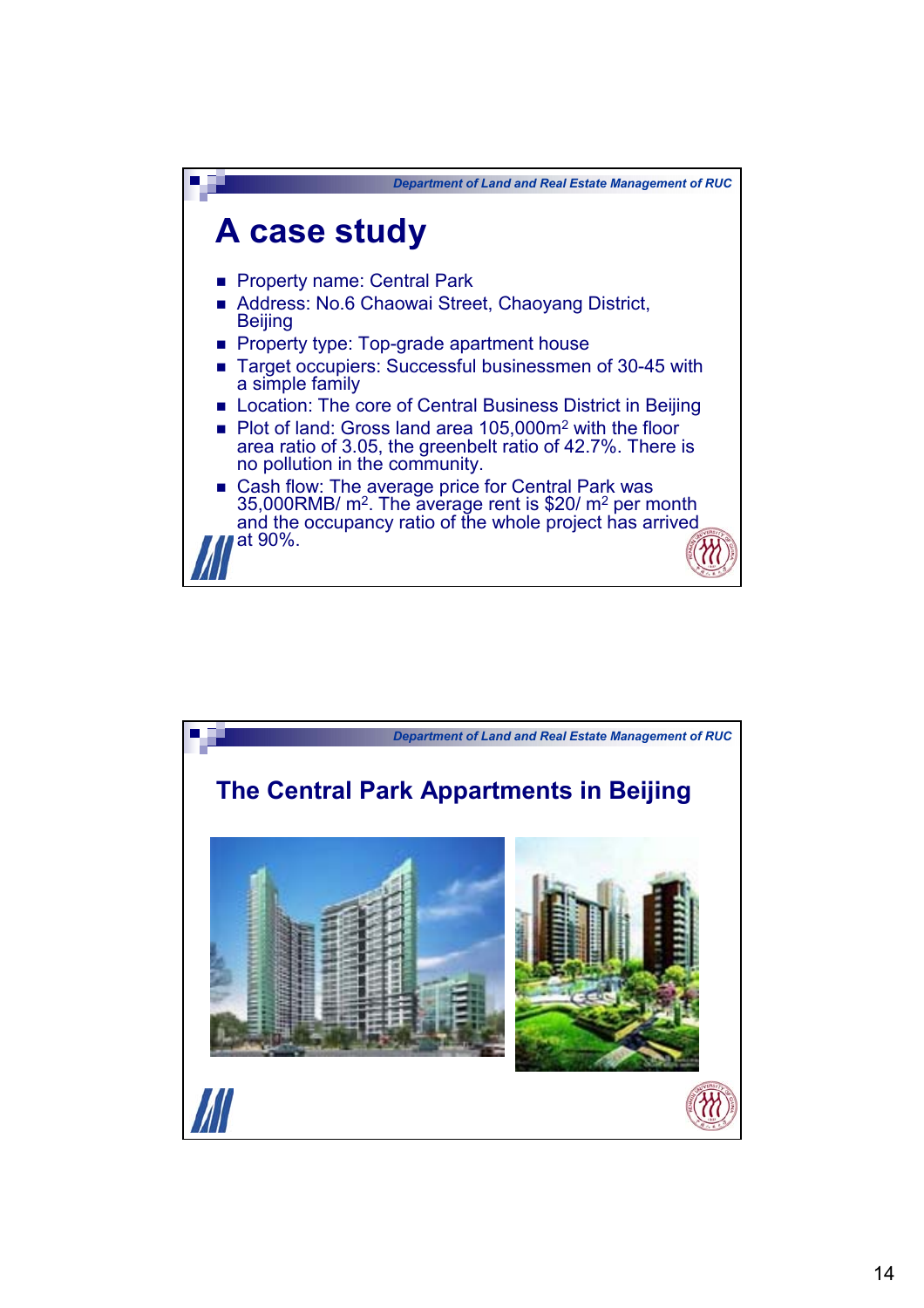# A case study

- Property name: Central Park
- Address: No.6 Chaowai Street, Chaoyang District, Beijing
- Property type: Top-grade apartment house
- Target occupiers: Successful businessmen of 30-45 with a simple family
- Location: The core of Central Business District in Beijing
- Plot of land: Gross land area 105,000m$^2$ with the floor area ratio of 3.05, the greenbelt ratio of 42.7%. There is no pollution in the community.
- Cash flow: The average price for Central Park was 35,000RMB/ m$^2$. The average rent is $20/ m$^2$ per month and the occupancy ratio of the whole project has arrived at 90%.

# The Central Park Appartments in Beijing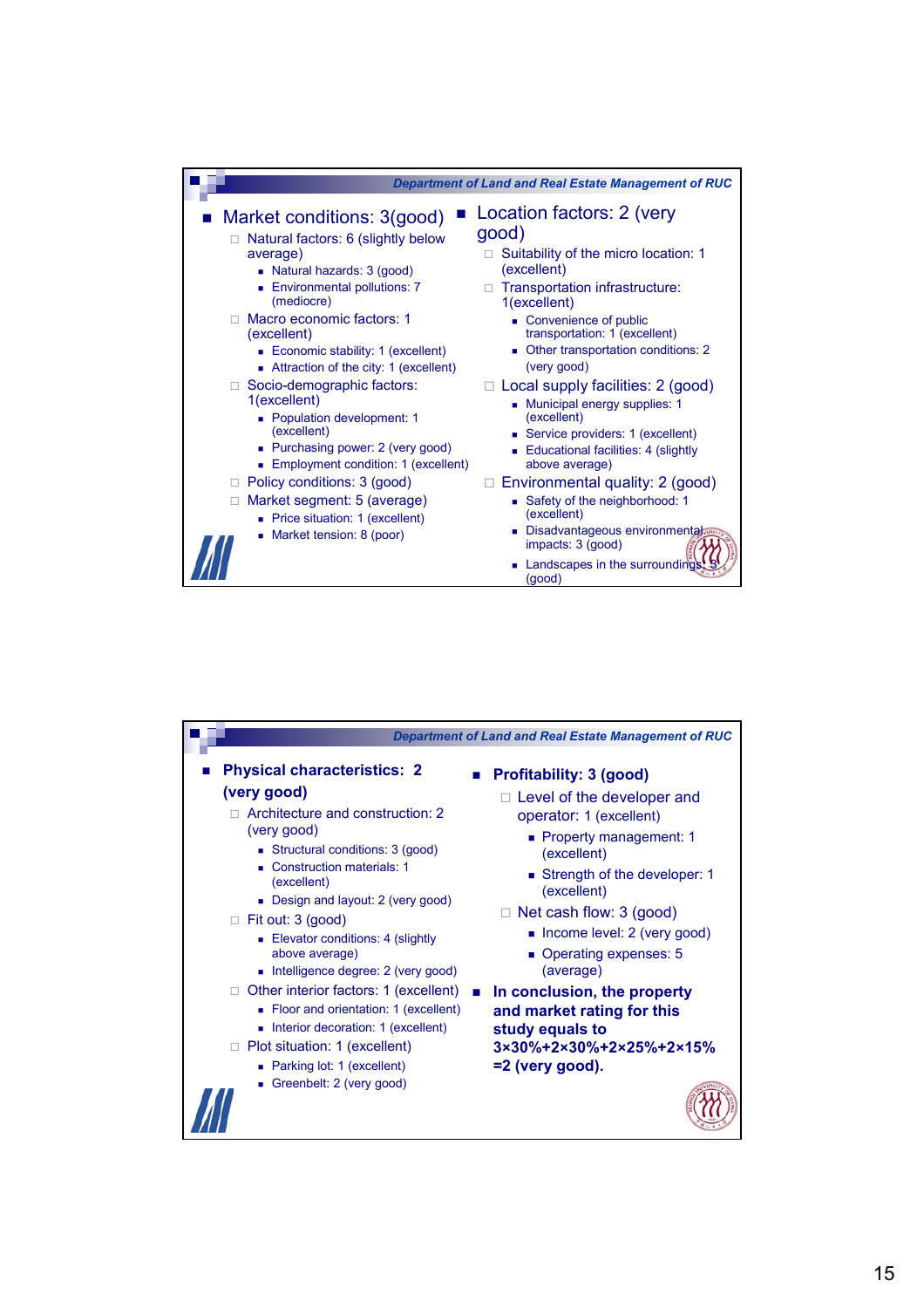- Market conditions: 3(good)
  - Natural factors: 6 (slightly below average)
    - Natural hazards: 3 (good)
    - Environmental pollutions: 7 (mediocre)
  - Macro economic factors: 1 (excellent)
    - Economic stability: 1 (excellent)
    - Attraction of the city: 1 (excellent)
  - Socio-demographic factors: 1(excellent)
    - Population development: 1 (excellent)
    - Purchasing power: 2 (very good)
    - Employment condition: 1 (excellent)
  - Policy conditions: 3 (good)
  - Market segment: 5 (average)
    - Price situation: 1 (excellent)
    - Market tension: 8 (poor)
- Location factors: 2 (very good)
  - Suitability of the micro location: 1 (excellent)
  - Transportation infrastructure: 1(excellent)
    - Convenience of public transportation: 1 (excellent)
    - Other transportation conditions: 2 (very good)
  - Local supply facilities: 2 (good)
    - Municipal energy supplies: 1 (excellent)
    - Service providers: 1 (excellent)
    - Educational facilities: 4 (slightly above average)
  - Environmental quality: 2 (good)
    - Safety of the neighborhood: 1 (excellent)
    - Disadvantageous environmental impacts: 3 (good)
    - Landscapes in the surroundings: 3 (good)

- **Physical characteristics: 2 (very good)**
  - Architecture and construction: 2 (very good)
    - Structural conditions: 3 (good)
    - Construction materials: 1 (excellent)
    - Design and layout: 2 (very good)
  - Fit out: 3 (good)
    - Elevator conditions: 4 (slightly above average)
    - Intelligence degree: 2 (very good)
  - Other interior factors: 1 (excellent)
    - Floor and orientation: 1 (excellent)
    - Interior decoration: 1 (excellent)
  - Plot situation: 1 (excellent)
    - Parking lot: 1 (excellent)
    - Greenbelt: 2 (very good)
- **Profitability: 3 (good)**
  - Level of the developer and operator: 1 (excellent)
    - Property management: 1 (excellent)
    - Strength of the developer: 1 (excellent)
  - Net cash flow: 3 (good)
    - Income level: 2 (very good)
    - Operating expenses: 5 (average)
- **In conclusion, the property and market rating for this study equals to $3\times30\%+2\times30\%+2\times25\%+2\times15\%$ =2 (very good).**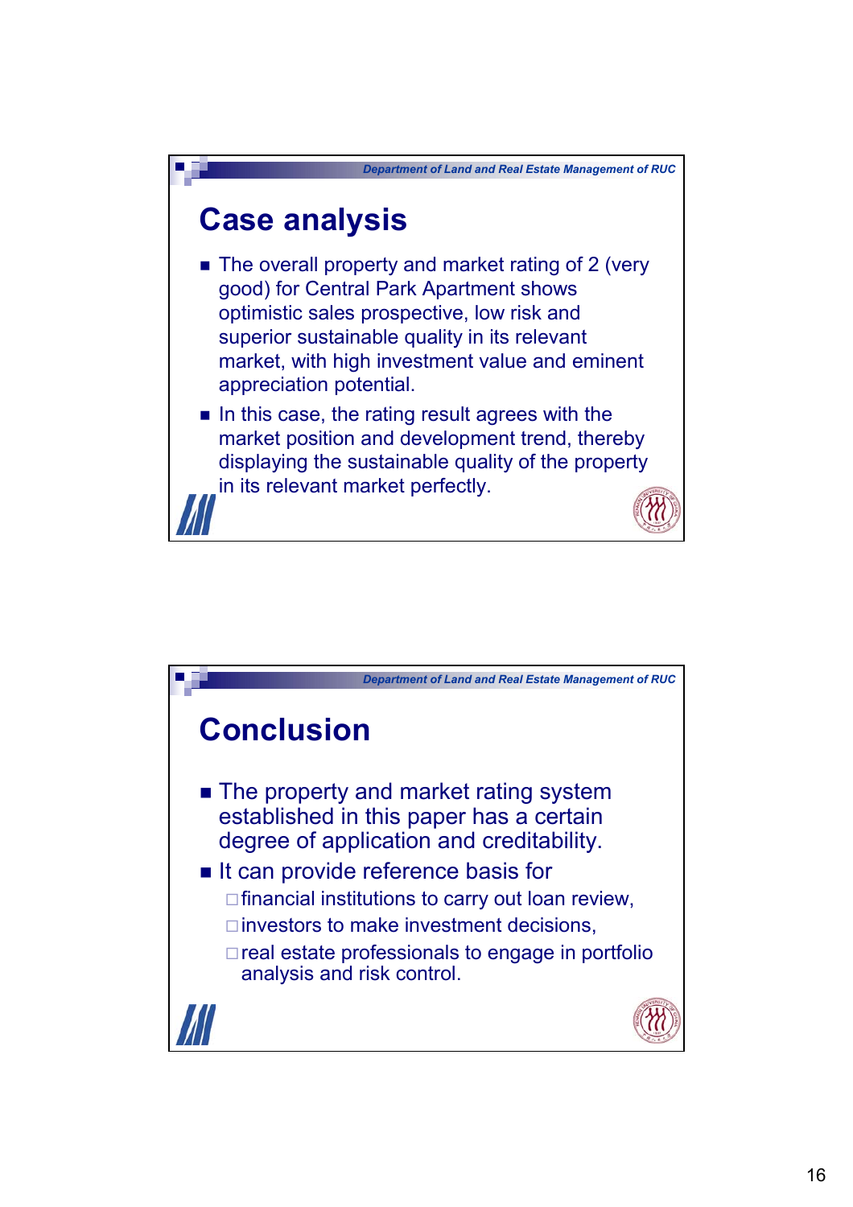## Case analysis

- The overall property and market rating of 2 (very good) for Central Park Apartment shows optimistic sales prospective, low risk and superior sustainable quality in its relevant market, with high investment value and eminent appreciation potential.
- In this case, the rating result agrees with the market position and development trend, thereby displaying the sustainable quality of the property in its relevant market perfectly.

## Conclusion

- The property and market rating system established in this paper has a certain degree of application and creditability.
- It can provide reference basis for
  - financial institutions to carry out loan review,
  - investors to make investment decisions,
  - real estate professionals to engage in portfolio analysis and risk control.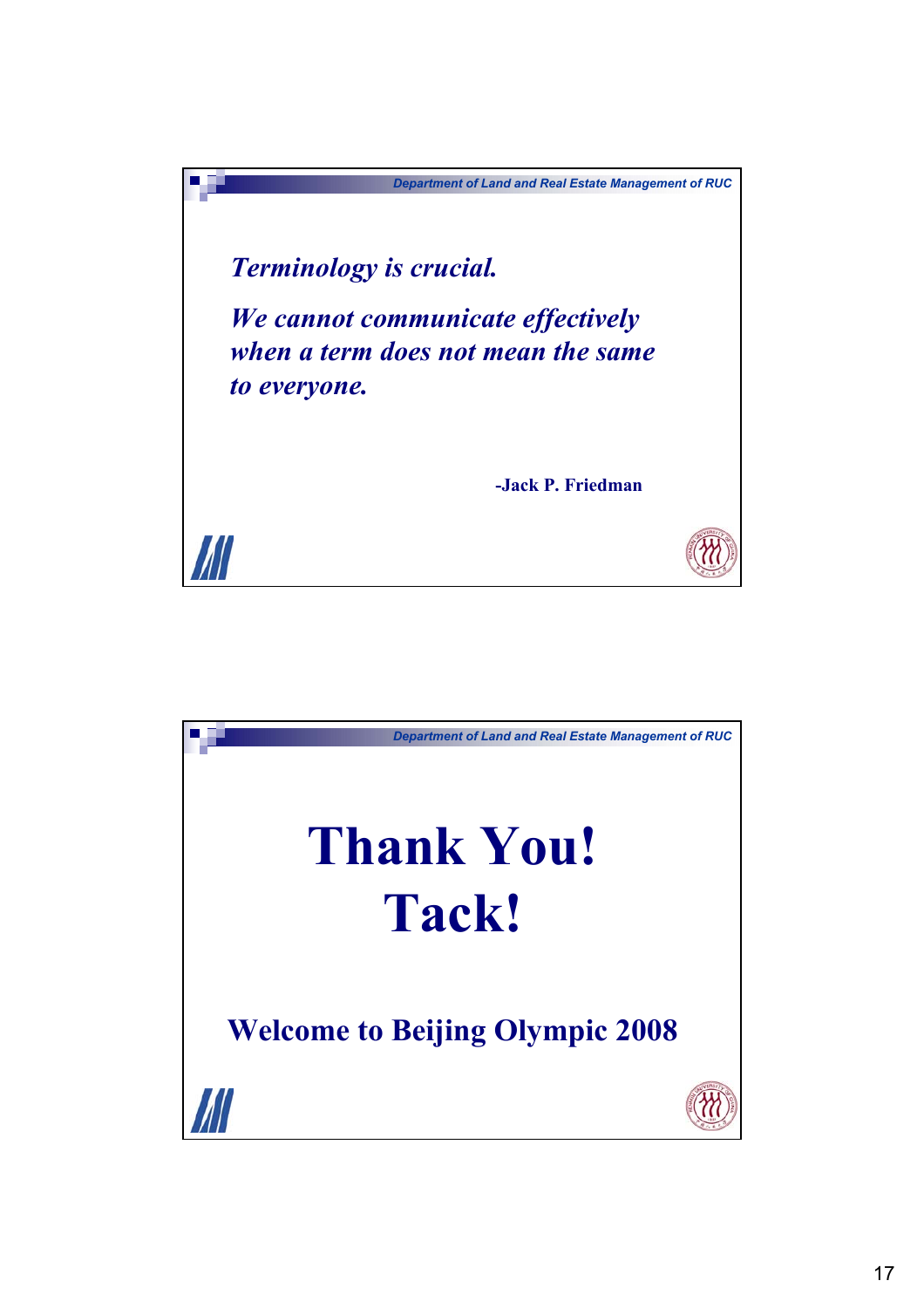*Terminology is crucial.*

*We cannot communicate effectively when a term does not mean the same to everyone.*

**-Jack P. Friedman**

# Thank You!
# Tack!

## Welcome to Beijing Olympic 2008